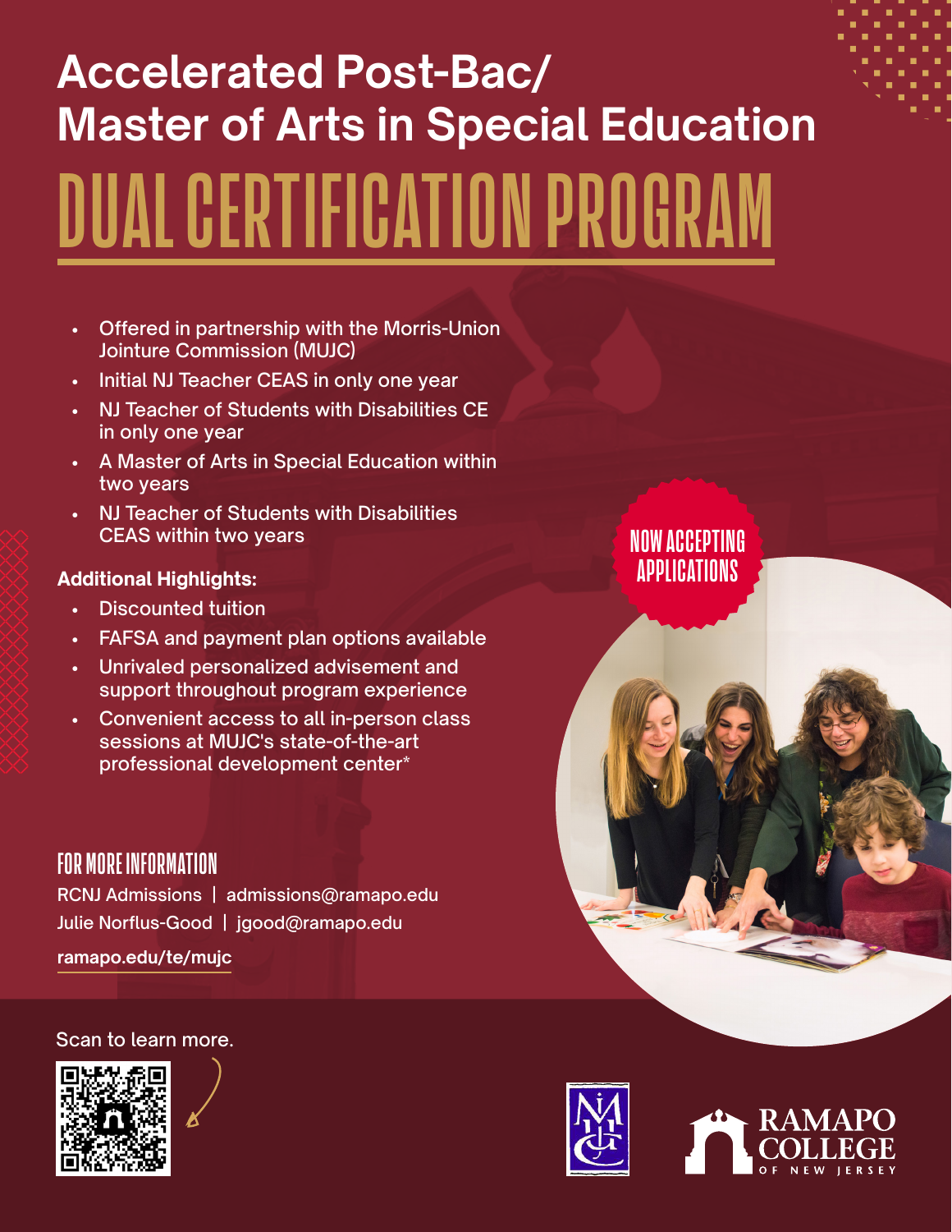# Accelerated Post-Bac/ Master of Arts in Special Education

# DUAL CERTIFICATION PROGRAM

- Offered in partnership with the Morris-Union Jointure Commission (MUJC)
- Initial NJ Teacher CEAS in only one year
- NJ Teacher of Students with Disabilities CE in only one year
- A Master of Arts in Special Education within two years
- NJ Teacher of Students with Disabilities CEAS within two years

**Additional Highlights:**

- Discounted tuition
- FAFSA and payment plan options available
- Unrivaled personalized advisement and support throughout program experience
- Convenient access to all in-person class sessions at MUJC's state-of-the-art professional development center*

NOW ACCEPTING APPLICATIONS

## FOR MORE INFORMATION

RCNJ Admissions | admissions@ramapo.edu

Julie Norflus-Good | jgood@ramapo.edu

ramapo.edu/te/mujc

Scan to learn more.

RAMAPO COLLEGE OF NEW JERSEY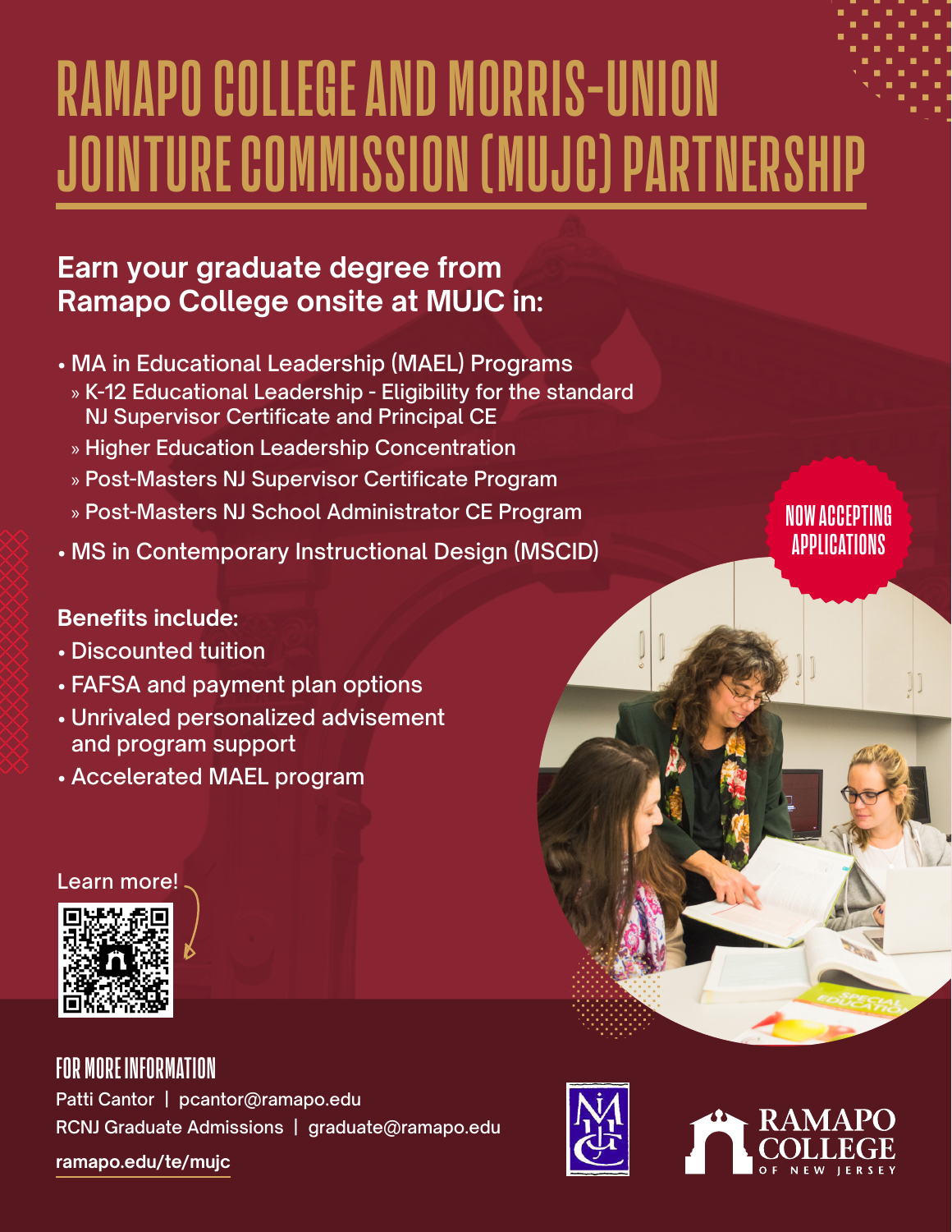# RAMAPO COLLEGE AND MORRIS-UNION JOINTURE COMMISSION (MUJC) PARTNERSHIP

## Earn your graduate degree from Ramapo College onsite at MUJC in:

- MA in Educational Leadership (MAEL) Programs
  - K-12 Educational Leadership - Eligibility for the standard NJ Supervisor Certificate and Principal CE
  - Higher Education Leadership Concentration
  - Post-Masters NJ Supervisor Certificate Program
  - Post-Masters NJ School Administrator CE Program
- MS in Contemporary Instructional Design (MSCID)

NOW ACCEPTING APPLICATIONS

### Benefits include:

- Discounted tuition
- FAFSA and payment plan options
- Unrivaled personalized advisement and program support
- Accelerated MAEL program

Learn more!

## FOR MORE INFORMATION

Patti Cantor | pcantor@ramapo.edu

RCNJ Graduate Admissions | graduate@ramapo.edu

ramapo.edu/te/mujc

RAMAPO COLLEGE OF NEW JERSEY